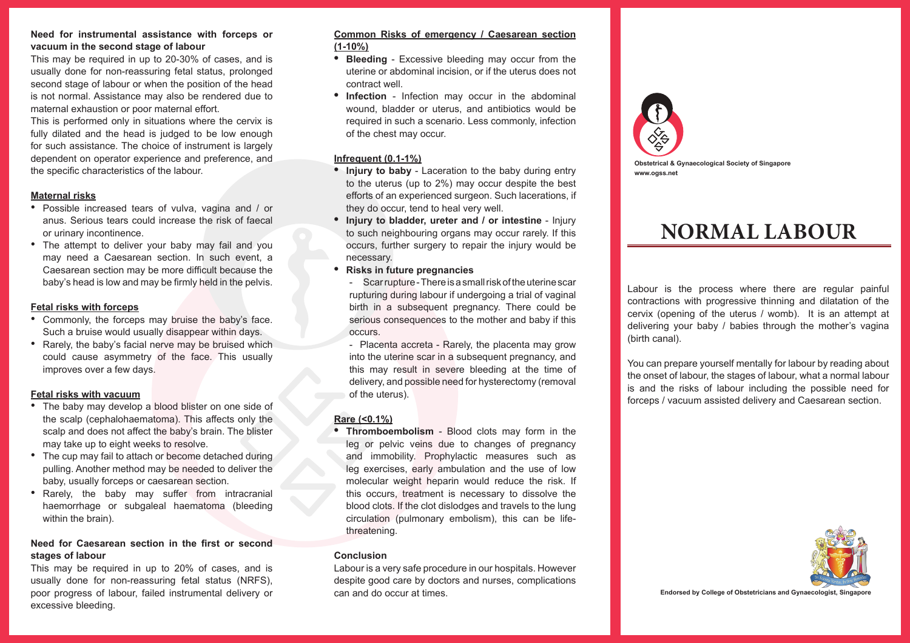**Need for instrumental assistance with forceps or vacuum in the second stage of labour**

This may be required in up to 20-30% of cases, and is usually done for non-reassuring fetal status, prolonged second stage of labour or when the position of the head is not normal. Assistance may also be rendered due to maternal exhaustion or poor maternal effort.

This is performed only in situations where the cervix is fully dilated and the head is judged to be low enough for such assistance. The choice of instrument is largely dependent on operator experience and preference, and the specific characteristics of the labour.

**Maternal risks**

- Possible increased tears of vulva, vagina and / or anus. Serious tears could increase the risk of faecal or urinary incontinence.
- The attempt to deliver your baby may fail and you may need a Caesarean section. In such event, a Caesarean section may be more difficult because the baby's head is low and may be firmly held in the pelvis.

**Fetal risks with forceps**

- Commonly, the forceps may bruise the baby's face. Such a bruise would usually disappear within days.
- Rarely, the baby's facial nerve may be bruised which could cause asymmetry of the face. This usually improves over a few days.

**Fetal risks with vacuum**

- The baby may develop a blood blister on one side of the scalp (cephalohaematoma). This affects only the scalp and does not affect the baby's brain. The blister may take up to eight weeks to resolve.
- The cup may fail to attach or become detached during pulling. Another method may be needed to deliver the baby, usually forceps or caesarean section.
- Rarely, the baby may suffer from intracranial haemorrhage or subgaleal haematoma (bleeding within the brain).

**Need for Caesarean section in the first or second stages of labour**

This may be required in up to 20% of cases, and is usually done for non-reassuring fetal status (NRFS), poor progress of labour, failed instrumental delivery or excessive bleeding.

**Common Risks of emergency / Caesarean section (1-10%)**

- **Bleeding** - Excessive bleeding may occur from the uterine or abdominal incision, or if the uterus does not contract well.
- **Infection** - Infection may occur in the abdominal wound, bladder or uterus, and antibiotics would be required in such a scenario. Less commonly, infection of the chest may occur.

**Infrequent (0.1-1%)**

- **Injury to baby** - Laceration to the baby during entry to the uterus (up to 2%) may occur despite the best efforts of an experienced surgeon. Such lacerations, if they do occur, tend to heal very well.
- **Injury to bladder, ureter and / or intestine** - Injury to such neighbouring organs may occur rarely. If this occurs, further surgery to repair the injury would be necessary.
- **Risks in future pregnancies**
  - Scar rupture - There is a small risk of the uterine scar rupturing during labour if undergoing a trial of vaginal birth in a subsequent pregnancy. There could be serious consequences to the mother and baby if this occurs.
  - Placenta accreta - Rarely, the placenta may grow into the uterine scar in a subsequent pregnancy, and this may result in severe bleeding at the time of delivery, and possible need for hysterectomy (removal of the uterus).

**Rare (<0.1%)**

- **Thromboembolism** - Blood clots may form in the leg or pelvic veins due to changes of pregnancy and immobility. Prophylactic measures such as leg exercises, early ambulation and the use of low molecular weight heparin would reduce the risk. If this occurs, treatment is necessary to dissolve the blood clots. If the clot dislodges and travels to the lung circulation (pulmonary embolism), this can be life-threatening.

**Conclusion**

Labour is a very safe procedure in our hospitals. However despite good care by doctors and nurses, complications can and do occur at times.

Obstetrical & Gynaecological Society of Singapore
www.ogss.net

# NORMAL LABOUR

Labour is the process where there are regular painful contractions with progressive thinning and dilatation of the cervix (opening of the uterus / womb). It is an attempt at delivering your baby / babies through the mother's vagina (birth canal).

You can prepare yourself mentally for labour by reading about the onset of labour, the stages of labour, what a normal labour is and the risks of labour including the possible need for forceps / vacuum assisted delivery and Caesarean section.

Endorsed by College of Obstetricians and Gynaecologist, Singapore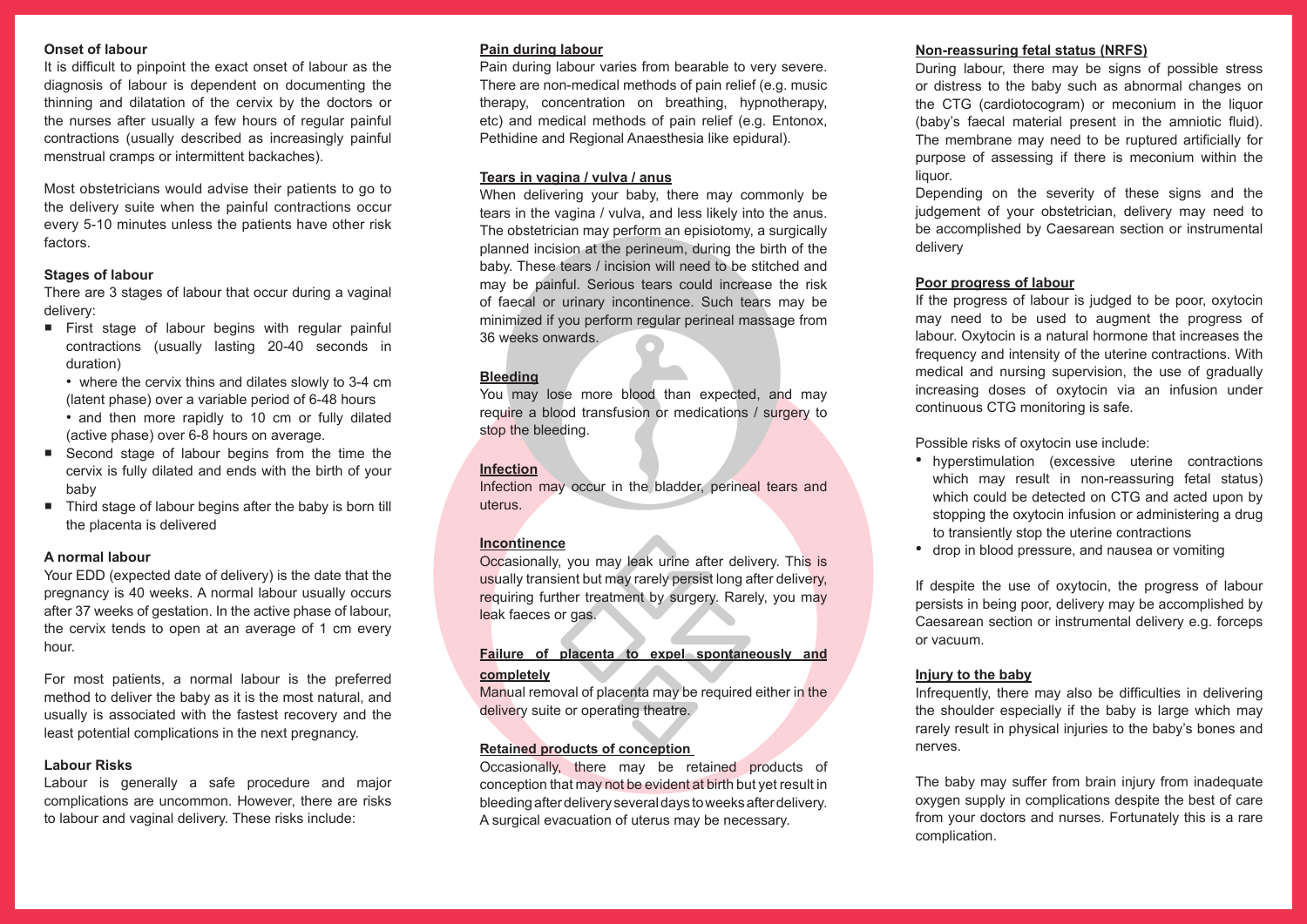### Onset of labour

It is difficult to pinpoint the exact onset of labour as the diagnosis of labour is dependent on documenting the thinning and dilatation of the cervix by the doctors or the nurses after usually a few hours of regular painful contractions (usually described as increasingly painful menstrual cramps or intermittent backaches).

Most obstetricians would advise their patients to go to the delivery suite when the painful contractions occur every 5-10 minutes unless the patients have other risk factors.

### Stages of labour

There are 3 stages of labour that occur during a vaginal delivery:

- First stage of labour begins with regular painful contractions (usually lasting 20-40 seconds in duration)
  - where the cervix thins and dilates slowly to 3-4 cm (latent phase) over a variable period of 6-48 hours
  - and then more rapidly to 10 cm or fully dilated (active phase) over 6-8 hours on average.
- Second stage of labour begins from the time the cervix is fully dilated and ends with the birth of your baby
- Third stage of labour begins after the baby is born till the placenta is delivered

### A normal labour

Your EDD (expected date of delivery) is the date that the pregnancy is 40 weeks. A normal labour usually occurs after 37 weeks of gestation. In the active phase of labour, the cervix tends to open at an average of 1 cm every hour.

For most patients, a normal labour is the preferred method to deliver the baby as it is the most natural, and usually is associated with the fastest recovery and the least potential complications in the next pregnancy.

### Labour Risks

Labour is generally a safe procedure and major complications are uncommon. However, there are risks to labour and vaginal delivery. These risks include:

#### Pain during labour

Pain during labour varies from bearable to very severe. There are non-medical methods of pain relief (e.g. music therapy, concentration on breathing, hypnotherapy, etc) and medical methods of pain relief (e.g. Entonox, Pethidine and Regional Anaesthesia like epidural).

#### Tears in vagina / vulva / anus

When delivering your baby, there may commonly be tears in the vagina / vulva, and less likely into the anus. The obstetrician may perform an episiotomy, a surgically planned incision at the perineum, during the birth of the baby. These tears / incision will need to be stitched and may be painful. Serious tears could increase the risk of faecal or urinary incontinence. Such tears may be minimized if you perform regular perineal massage from 36 weeks onwards.

#### Bleeding

You may lose more blood than expected, and may require a blood transfusion or medications / surgery to stop the bleeding.

#### Infection

Infection may occur in the bladder, perineal tears and uterus.

#### Incontinence

Occasionally, you may leak urine after delivery. This is usually transient but may rarely persist long after delivery, requiring further treatment by surgery. Rarely, you may leak faeces or gas.

#### Failure of placenta to expel spontaneously and completely

Manual removal of placenta may be required either in the delivery suite or operating theatre.

#### Retained products of conception

Occasionally, there may be retained products of conception that may not be evident at birth but yet result in bleeding after delivery several days to weeks after delivery. A surgical evacuation of uterus may be necessary.

#### Non-reassuring fetal status (NRFS)

During labour, there may be signs of possible stress or distress to the baby such as abnormal changes on the CTG (cardiotocogram) or meconium in the liquor (baby's faecal material present in the amniotic fluid). The membrane may need to be ruptured artificially for purpose of assessing if there is meconium within the liquor.

Depending on the severity of these signs and the judgement of your obstetrician, delivery may need to be accomplished by Caesarean section or instrumental delivery

#### Poor progress of labour

If the progress of labour is judged to be poor, oxytocin may need to be used to augment the progress of labour. Oxytocin is a natural hormone that increases the frequency and intensity of the uterine contractions. With medical and nursing supervision, the use of gradually increasing doses of oxytocin via an infusion under continuous CTG monitoring is safe.

Possible risks of oxytocin use include:

- hyperstimulation (excessive uterine contractions which may result in non-reassuring fetal status) which could be detected on CTG and acted upon by stopping the oxytocin infusion or administering a drug to transiently stop the uterine contractions
- drop in blood pressure, and nausea or vomiting

If despite the use of oxytocin, the progress of labour persists in being poor, delivery may be accomplished by Caesarean section or instrumental delivery e.g. forceps or vacuum.

#### Injury to the baby

Infrequently, there may also be difficulties in delivering the shoulder especially if the baby is large which may rarely result in physical injuries to the baby's bones and nerves.

The baby may suffer from brain injury from inadequate oxygen supply in complications despite the best of care from your doctors and nurses. Fortunately this is a rare complication.